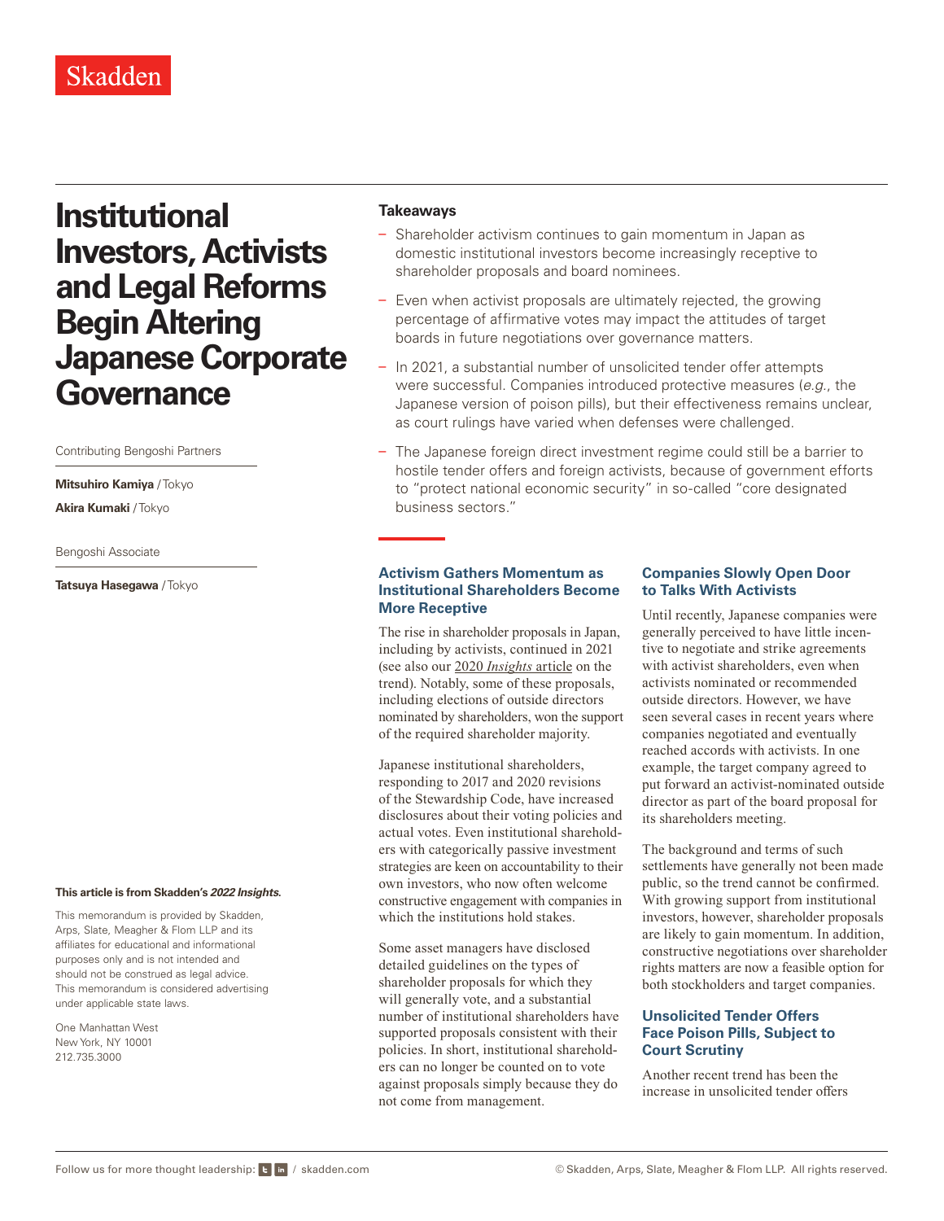Skadden

# Institutional Investors, Activists and Legal Reforms Begin Altering Japanese Corporate Governance

Contributing Bengoshi Partners

**Mitsuhiro Kamiya** / Tokyo

**Akira Kumaki** / Tokyo

Bengoshi Associate

**Tatsuya Hasegawa** / Tokyo

**This article is from Skadden's *2022 Insights*.**

This memorandum is provided by Skadden, Arps, Slate, Meagher & Flom LLP and its affiliates for educational and informational purposes only and is not intended and should not be construed as legal advice. This memorandum is considered advertising under applicable state laws.

One Manhattan West
New York, NY 10001
212.735.3000

**Takeaways**

- Shareholder activism continues to gain momentum in Japan as domestic institutional investors become increasingly receptive to shareholder proposals and board nominees.
- Even when activist proposals are ultimately rejected, the growing percentage of affirmative votes may impact the attitudes of target boards in future negotiations over governance matters.
- In 2021, a substantial number of unsolicited tender offer attempts were successful. Companies introduced protective measures (*e.g.*, the Japanese version of poison pills), but their effectiveness remains unclear, as court rulings have varied when defenses were challenged.
- The Japanese foreign direct investment regime could still be a barrier to hostile tender offers and foreign activists, because of government efforts to "protect national economic security" in so-called "core designated business sectors."

## Activism Gathers Momentum as Institutional Shareholders Become More Receptive

The rise in shareholder proposals in Japan, including by activists, continued in 2021 (see also our 2020 *Insights* article on the trend). Notably, some of these proposals, including elections of outside directors nominated by shareholders, won the support of the required shareholder majority.

Japanese institutional shareholders, responding to 2017 and 2020 revisions of the Stewardship Code, have increased disclosures about their voting policies and actual votes. Even institutional shareholders with categorically passive investment strategies are keen on accountability to their own investors, who now often welcome constructive engagement with companies in which the institutions hold stakes.

Some asset managers have disclosed detailed guidelines on the types of shareholder proposals for which they will generally vote, and a substantial number of institutional shareholders have supported proposals consistent with their policies. In short, institutional shareholders can no longer be counted on to vote against proposals simply because they do not come from management.

## Companies Slowly Open Door to Talks With Activists

Until recently, Japanese companies were generally perceived to have little incentive to negotiate and strike agreements with activist shareholders, even when activists nominated or recommended outside directors. However, we have seen several cases in recent years where companies negotiated and eventually reached accords with activists. In one example, the target company agreed to put forward an activist-nominated outside director as part of the board proposal for its shareholders meeting.

The background and terms of such settlements have generally not been made public, so the trend cannot be confirmed. With growing support from institutional investors, however, shareholder proposals are likely to gain momentum. In addition, constructive negotiations over shareholder rights matters are now a feasible option for both stockholders and target companies.

## Unsolicited Tender Offers Face Poison Pills, Subject to Court Scrutiny

Another recent trend has been the increase in unsolicited tender offers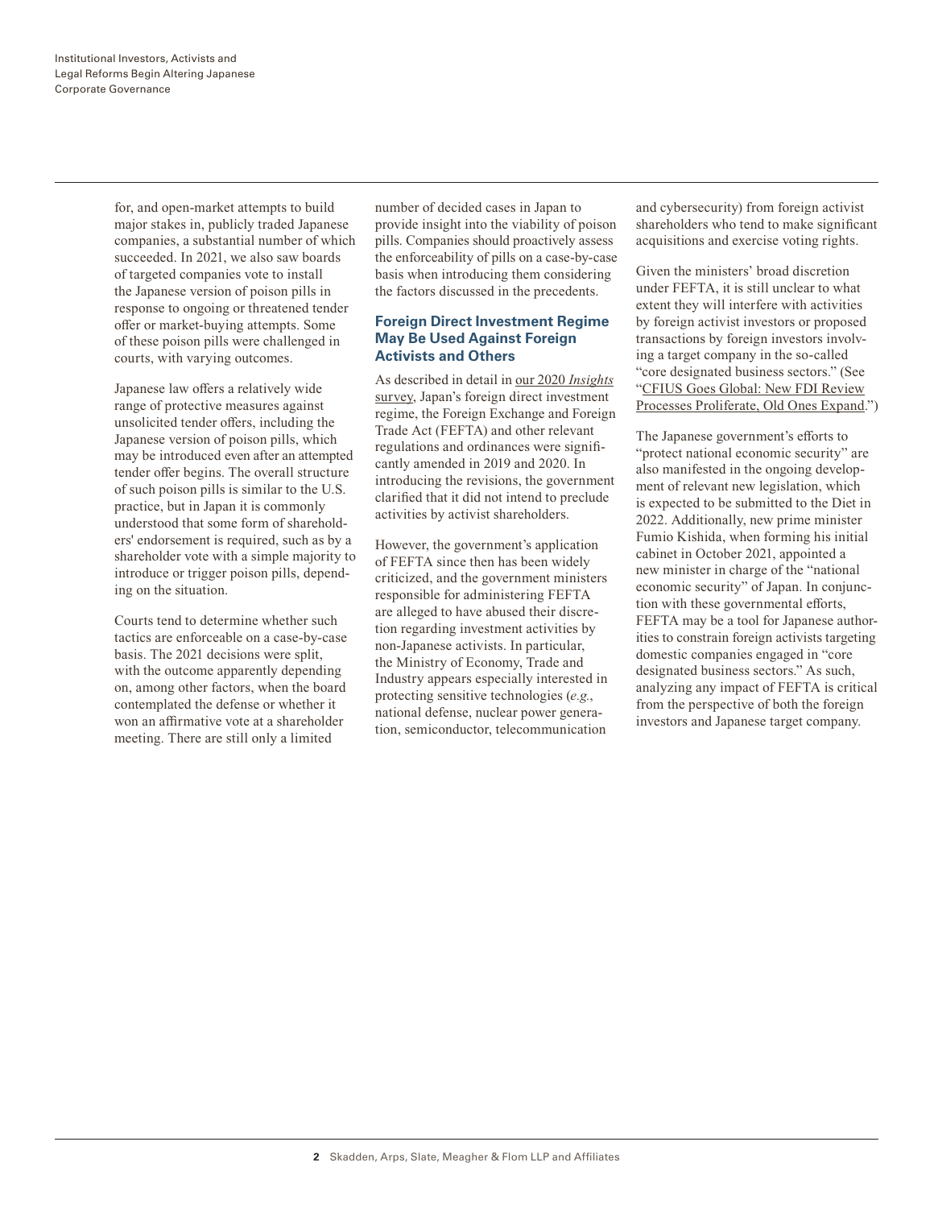for, and open-market attempts to build major stakes in, publicly traded Japanese companies, a substantial number of which succeeded. In 2021, we also saw boards of targeted companies vote to install the Japanese version of poison pills in response to ongoing or threatened tender offer or market-buying attempts. Some of these poison pills were challenged in courts, with varying outcomes.

Japanese law offers a relatively wide range of protective measures against unsolicited tender offers, including the Japanese version of poison pills, which may be introduced even after an attempted tender offer begins. The overall structure of such poison pills is similar to the U.S. practice, but in Japan it is commonly understood that some form of shareholders' endorsement is required, such as by a shareholder vote with a simple majority to introduce or trigger poison pills, depending on the situation.

Courts tend to determine whether such tactics are enforceable on a case-by-case basis. The 2021 decisions were split, with the outcome apparently depending on, among other factors, when the board contemplated the defense or whether it won an affirmative vote at a shareholder meeting. There are still only a limited number of decided cases in Japan to provide insight into the viability of poison pills. Companies should proactively assess the enforceability of pills on a case-by-case basis when introducing them considering the factors discussed in the precedents.

## Foreign Direct Investment Regime May Be Used Against Foreign Activists and Others

As described in detail in our 2020 *Insights* survey, Japan's foreign direct investment regime, the Foreign Exchange and Foreign Trade Act (FEFTA) and other relevant regulations and ordinances were significantly amended in 2019 and 2020. In introducing the revisions, the government clarified that it did not intend to preclude activities by activist shareholders.

However, the government's application of FEFTA since then has been widely criticized, and the government ministers responsible for administering FEFTA are alleged to have abused their discretion regarding investment activities by non-Japanese activists. In particular, the Ministry of Economy, Trade and Industry appears especially interested in protecting sensitive technologies (*e.g.*, national defense, nuclear power generation, semiconductor, telecommunication and cybersecurity) from foreign activist shareholders who tend to make significant acquisitions and exercise voting rights.

Given the ministers' broad discretion under FEFTA, it is still unclear to what extent they will interfere with activities by foreign activist investors or proposed transactions by foreign investors involving a target company in the so-called "core designated business sectors." (See "CFIUS Goes Global: New FDI Review Processes Proliferate, Old Ones Expand.")

The Japanese government's efforts to "protect national economic security" are also manifested in the ongoing development of relevant new legislation, which is expected to be submitted to the Diet in 2022. Additionally, new prime minister Fumio Kishida, when forming his initial cabinet in October 2021, appointed a new minister in charge of the "national economic security" of Japan. In conjunction with these governmental efforts, FEFTA may be a tool for Japanese authorities to constrain foreign activists targeting domestic companies engaged in "core designated business sectors." As such, analyzing any impact of FEFTA is critical from the perspective of both the foreign investors and Japanese target company.